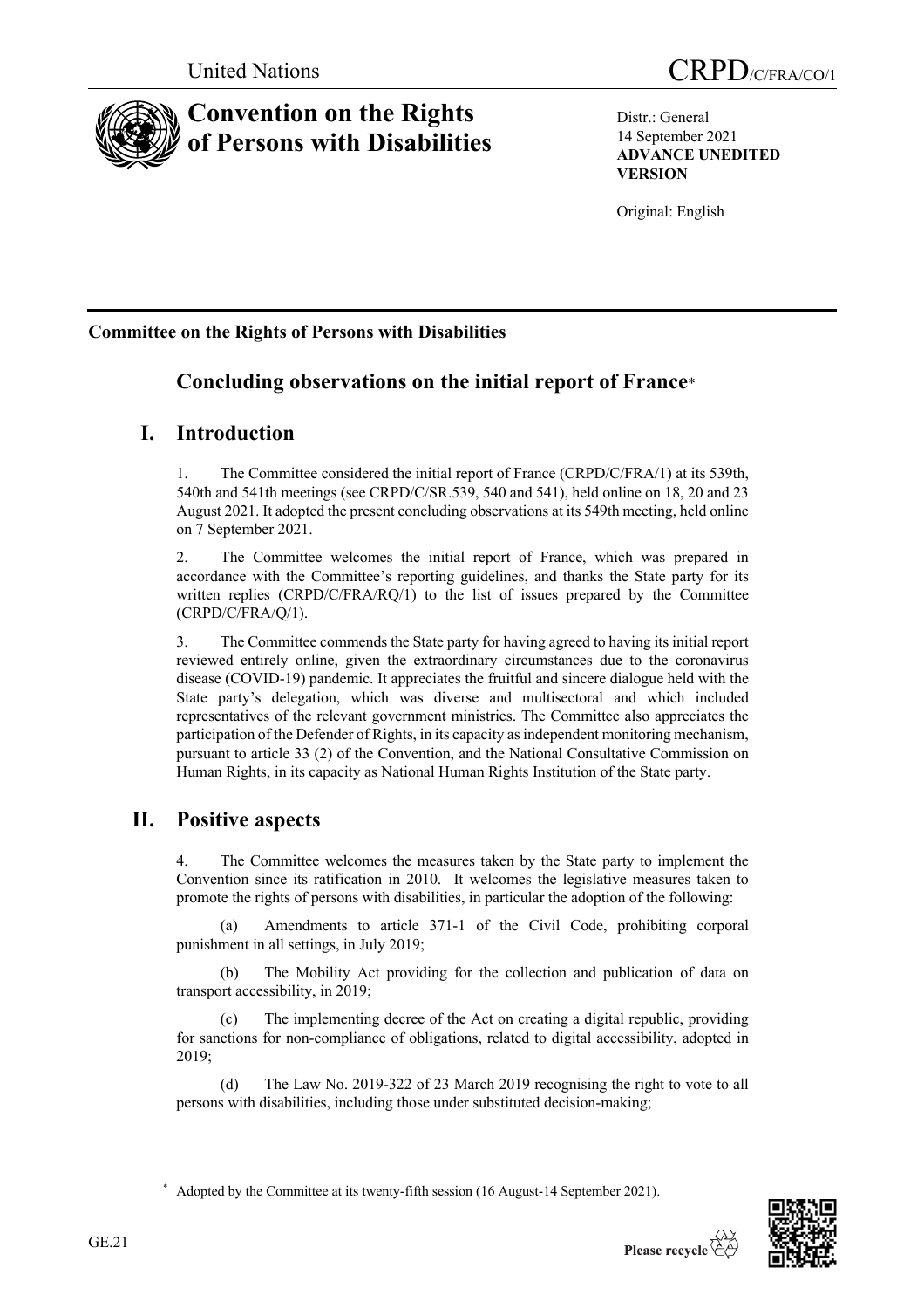United Nations

CRPD/C/FRA/CO/1

# Convention on the Rights of Persons with Disabilities

Distr.: General
14 September 2021
**ADVANCE UNEDITED VERSION**

Original: English

**Committee on the Rights of Persons with Disabilities**

## Concluding observations on the initial report of France*

## I. Introduction

1. The Committee considered the initial report of France (CRPD/C/FRA/1) at its 539th, 540th and 541th meetings (see CRPD/C/SR.539, 540 and 541), held online on 18, 20 and 23 August 2021. It adopted the present concluding observations at its 549th meeting, held online on 7 September 2021.

2. The Committee welcomes the initial report of France, which was prepared in accordance with the Committee's reporting guidelines, and thanks the State party for its written replies (CRPD/C/FRA/RQ/1) to the list of issues prepared by the Committee (CRPD/C/FRA/Q/1).

3. The Committee commends the State party for having agreed to having its initial report reviewed entirely online, given the extraordinary circumstances due to the coronavirus disease (COVID-19) pandemic. It appreciates the fruitful and sincere dialogue held with the State party's delegation, which was diverse and multisectoral and which included representatives of the relevant government ministries. The Committee also appreciates the participation of the Defender of Rights, in its capacity as independent monitoring mechanism, pursuant to article 33 (2) of the Convention, and the National Consultative Commission on Human Rights, in its capacity as National Human Rights Institution of the State party.

## II. Positive aspects

4. The Committee welcomes the measures taken by the State party to implement the Convention since its ratification in 2010. It welcomes the legislative measures taken to promote the rights of persons with disabilities, in particular the adoption of the following:

(a) Amendments to article 371-1 of the Civil Code, prohibiting corporal punishment in all settings, in July 2019;

(b) The Mobility Act providing for the collection and publication of data on transport accessibility, in 2019;

(c) The implementing decree of the Act on creating a digital republic, providing for sanctions for non-compliance of obligations, related to digital accessibility, adopted in 2019;

(d) The Law No. 2019-322 of 23 March 2019 recognising the right to vote to all persons with disabilities, including those under substituted decision-making;

* Adopted by the Committee at its twenty-fifth session (16 August-14 September 2021).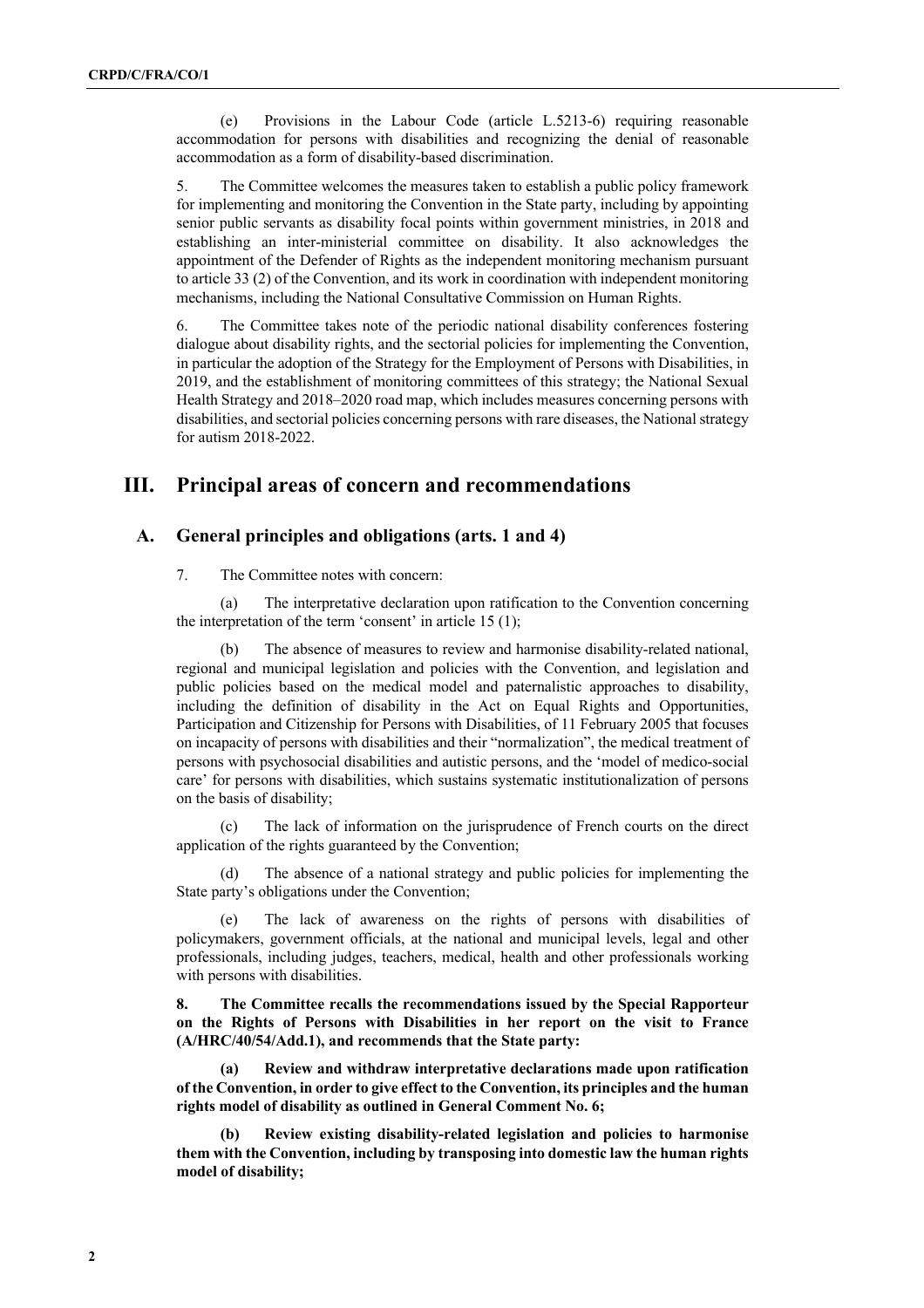(e) Provisions in the Labour Code (article L.5213-6) requiring reasonable accommodation for persons with disabilities and recognizing the denial of reasonable accommodation as a form of disability-based discrimination.

5. The Committee welcomes the measures taken to establish a public policy framework for implementing and monitoring the Convention in the State party, including by appointing senior public servants as disability focal points within government ministries, in 2018 and establishing an inter-ministerial committee on disability. It also acknowledges the appointment of the Defender of Rights as the independent monitoring mechanism pursuant to article 33 (2) of the Convention, and its work in coordination with independent monitoring mechanisms, including the National Consultative Commission on Human Rights.

6. The Committee takes note of the periodic national disability conferences fostering dialogue about disability rights, and the sectorial policies for implementing the Convention, in particular the adoption of the Strategy for the Employment of Persons with Disabilities, in 2019, and the establishment of monitoring committees of this strategy; the National Sexual Health Strategy and 2018–2020 road map, which includes measures concerning persons with disabilities, and sectorial policies concerning persons with rare diseases, the National strategy for autism 2018-2022.

# III. Principal areas of concern and recommendations

## A. General principles and obligations (arts. 1 and 4)

7. The Committee notes with concern:

(a) The interpretative declaration upon ratification to the Convention concerning the interpretation of the term 'consent' in article 15 (1);

(b) The absence of measures to review and harmonise disability-related national, regional and municipal legislation and policies with the Convention, and legislation and public policies based on the medical model and paternalistic approaches to disability, including the definition of disability in the Act on Equal Rights and Opportunities, Participation and Citizenship for Persons with Disabilities, of 11 February 2005 that focuses on incapacity of persons with disabilities and their "normalization", the medical treatment of persons with psychosocial disabilities and autistic persons, and the 'model of medico-social care' for persons with disabilities, which sustains systematic institutionalization of persons on the basis of disability;

(c) The lack of information on the jurisprudence of French courts on the direct application of the rights guaranteed by the Convention;

(d) The absence of a national strategy and public policies for implementing the State party's obligations under the Convention;

(e) The lack of awareness on the rights of persons with disabilities of policymakers, government officials, at the national and municipal levels, legal and other professionals, including judges, teachers, medical, health and other professionals working with persons with disabilities.

**8. The Committee recalls the recommendations issued by the Special Rapporteur on the Rights of Persons with Disabilities in her report on the visit to France (A/HRC/40/54/Add.1), and recommends that the State party:**

**(a) Review and withdraw interpretative declarations made upon ratification of the Convention, in order to give effect to the Convention, its principles and the human rights model of disability as outlined in General Comment No. 6;**

**(b) Review existing disability-related legislation and policies to harmonise them with the Convention, including by transposing into domestic law the human rights model of disability;**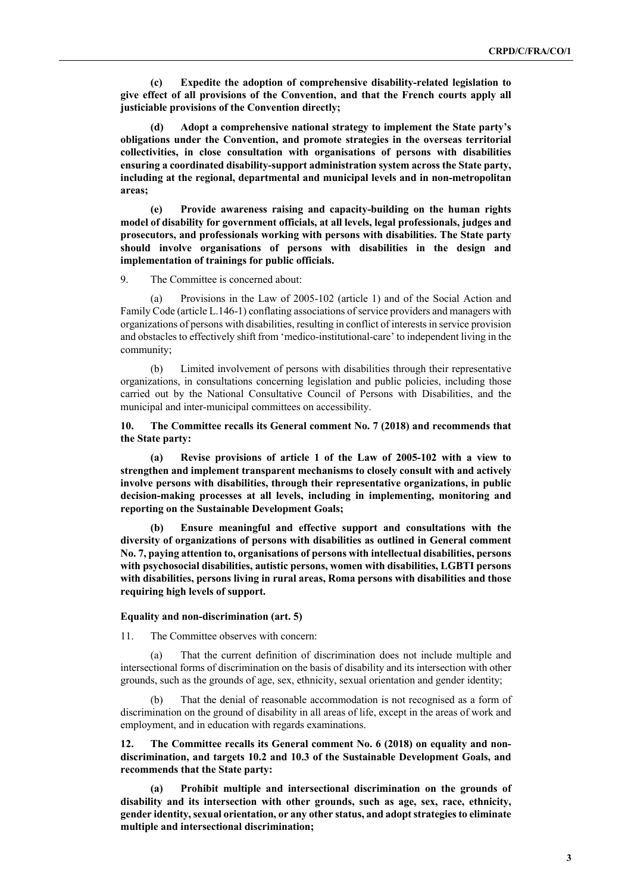**(c) Expedite the adoption of comprehensive disability-related legislation to give effect of all provisions of the Convention, and that the French courts apply all justiciable provisions of the Convention directly;**

**(d) Adopt a comprehensive national strategy to implement the State party's obligations under the Convention, and promote strategies in the overseas territorial collectivities, in close consultation with organisations of persons with disabilities ensuring a coordinated disability-support administration system across the State party, including at the regional, departmental and municipal levels and in non-metropolitan areas;**

**(e) Provide awareness raising and capacity-building on the human rights model of disability for government officials, at all levels, legal professionals, judges and prosecutors, and professionals working with persons with disabilities. The State party should involve organisations of persons with disabilities in the design and implementation of trainings for public officials.**

9. The Committee is concerned about:

(a) Provisions in the Law of 2005-102 (article 1) and of the Social Action and Family Code (article L.146-1) conflating associations of service providers and managers with organizations of persons with disabilities, resulting in conflict of interests in service provision and obstacles to effectively shift from 'medico-institutional-care' to independent living in the community;

(b) Limited involvement of persons with disabilities through their representative organizations, in consultations concerning legislation and public policies, including those carried out by the National Consultative Council of Persons with Disabilities, and the municipal and inter-municipal committees on accessibility.

**10. The Committee recalls its General comment No. 7 (2018) and recommends that the State party:**

**(a) Revise provisions of article 1 of the Law of 2005-102 with a view to strengthen and implement transparent mechanisms to closely consult with and actively involve persons with disabilities, through their representative organizations, in public decision-making processes at all levels, including in implementing, monitoring and reporting on the Sustainable Development Goals;**

**(b) Ensure meaningful and effective support and consultations with the diversity of organizations of persons with disabilities as outlined in General comment No. 7, paying attention to, organisations of persons with intellectual disabilities, persons with psychosocial disabilities, autistic persons, women with disabilities, LGBTI persons with disabilities, persons living in rural areas, Roma persons with disabilities and those requiring high levels of support.**

### Equality and non-discrimination (art. 5)

11. The Committee observes with concern:

(a) That the current definition of discrimination does not include multiple and intersectional forms of discrimination on the basis of disability and its intersection with other grounds, such as the grounds of age, sex, ethnicity, sexual orientation and gender identity;

(b) That the denial of reasonable accommodation is not recognised as a form of discrimination on the ground of disability in all areas of life, except in the areas of work and employment, and in education with regards examinations.

**12. The Committee recalls its General comment No. 6 (2018) on equality and non-discrimination, and targets 10.2 and 10.3 of the Sustainable Development Goals, and recommends that the State party:**

**(a) Prohibit multiple and intersectional discrimination on the grounds of disability and its intersection with other grounds, such as age, sex, race, ethnicity, gender identity, sexual orientation, or any other status, and adopt strategies to eliminate multiple and intersectional discrimination;**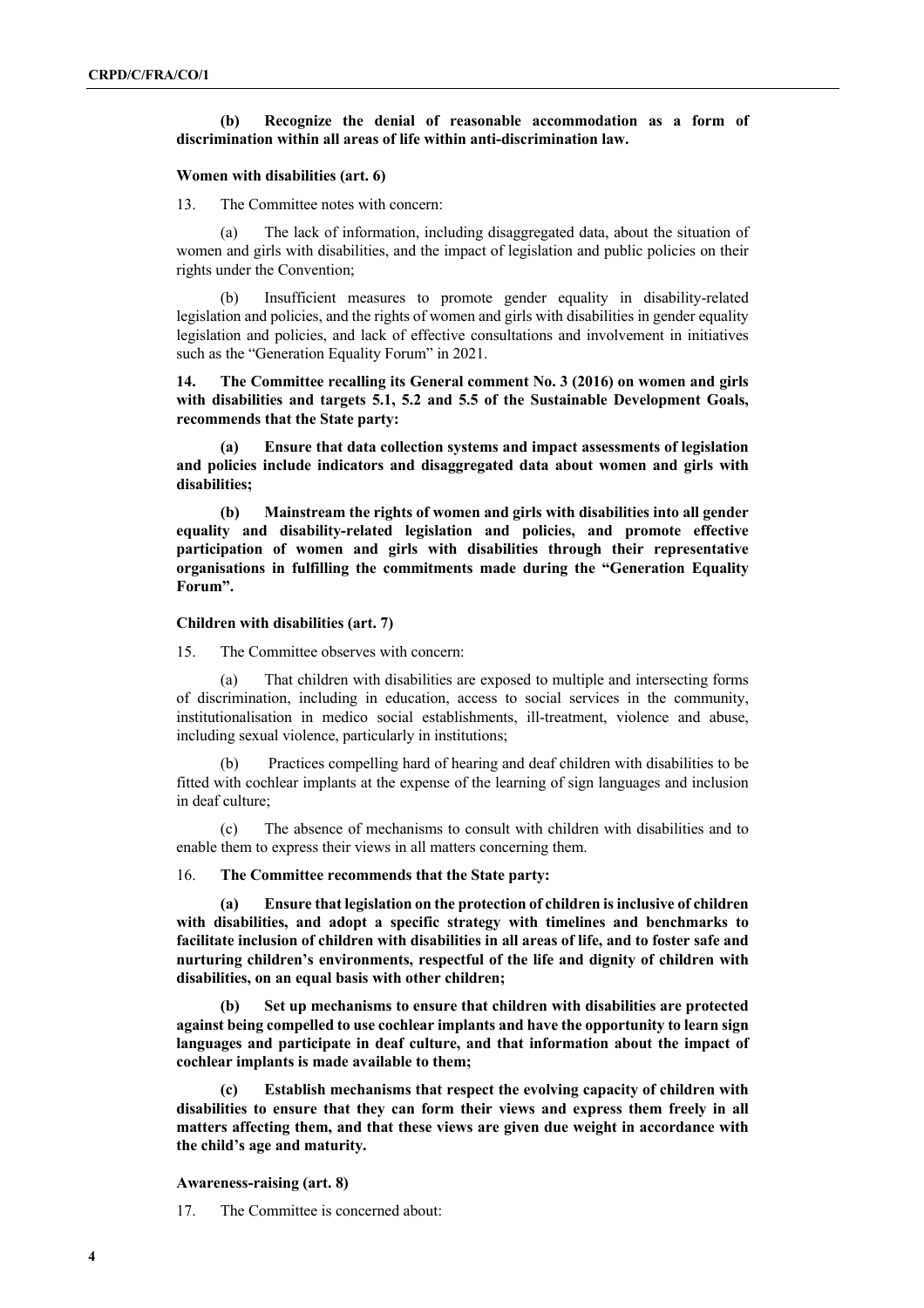**(b) Recognize the denial of reasonable accommodation as a form of discrimination within all areas of life within anti-discrimination law.**

**Women with disabilities (art. 6)**

13. The Committee notes with concern:

(a) The lack of information, including disaggregated data, about the situation of women and girls with disabilities, and the impact of legislation and public policies on their rights under the Convention;

(b) Insufficient measures to promote gender equality in disability-related legislation and policies, and the rights of women and girls with disabilities in gender equality legislation and policies, and lack of effective consultations and involvement in initiatives such as the "Generation Equality Forum" in 2021.

**14. The Committee recalling its General comment No. 3 (2016) on women and girls with disabilities and targets 5.1, 5.2 and 5.5 of the Sustainable Development Goals, recommends that the State party:**

**(a) Ensure that data collection systems and impact assessments of legislation and policies include indicators and disaggregated data about women and girls with disabilities;**

**(b) Mainstream the rights of women and girls with disabilities into all gender equality and disability-related legislation and policies, and promote effective participation of women and girls with disabilities through their representative organisations in fulfilling the commitments made during the "Generation Equality Forum".**

**Children with disabilities (art. 7)**

15. The Committee observes with concern:

(a) That children with disabilities are exposed to multiple and intersecting forms of discrimination, including in education, access to social services in the community, institutionalisation in medico social establishments, ill-treatment, violence and abuse, including sexual violence, particularly in institutions;

(b) Practices compelling hard of hearing and deaf children with disabilities to be fitted with cochlear implants at the expense of the learning of sign languages and inclusion in deaf culture;

(c) The absence of mechanisms to consult with children with disabilities and to enable them to express their views in all matters concerning them.

16. **The Committee recommends that the State party:**

**(a) Ensure that legislation on the protection of children is inclusive of children with disabilities, and adopt a specific strategy with timelines and benchmarks to facilitate inclusion of children with disabilities in all areas of life, and to foster safe and nurturing children's environments, respectful of the life and dignity of children with disabilities, on an equal basis with other children;**

**(b) Set up mechanisms to ensure that children with disabilities are protected against being compelled to use cochlear implants and have the opportunity to learn sign languages and participate in deaf culture, and that information about the impact of cochlear implants is made available to them;**

**(c) Establish mechanisms that respect the evolving capacity of children with disabilities to ensure that they can form their views and express them freely in all matters affecting them, and that these views are given due weight in accordance with the child's age and maturity.**

**Awareness-raising (art. 8)**

17. The Committee is concerned about: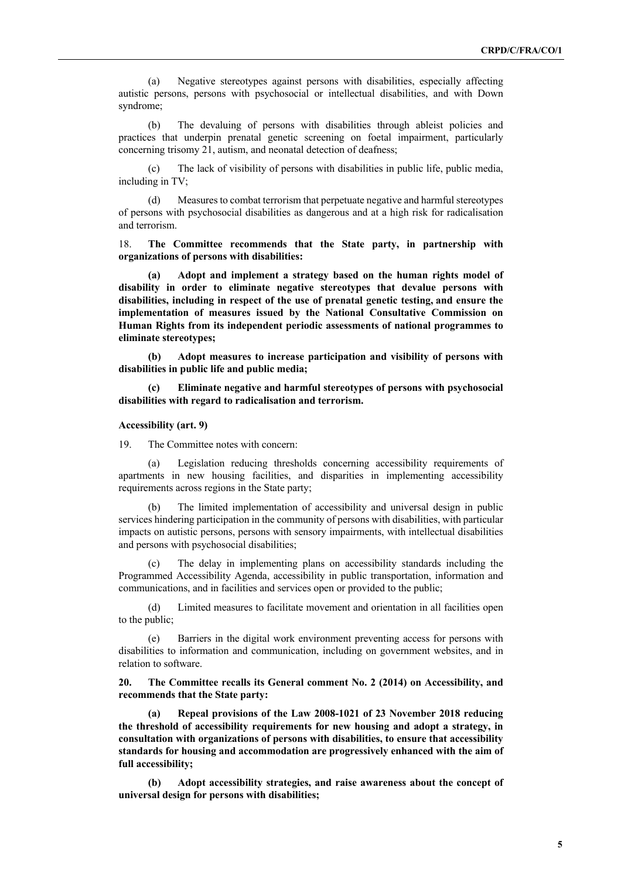(a) Negative stereotypes against persons with disabilities, especially affecting autistic persons, persons with psychosocial or intellectual disabilities, and with Down syndrome;

(b) The devaluing of persons with disabilities through ableist policies and practices that underpin prenatal genetic screening on foetal impairment, particularly concerning trisomy 21, autism, and neonatal detection of deafness;

(c) The lack of visibility of persons with disabilities in public life, public media, including in TV;

(d) Measures to combat terrorism that perpetuate negative and harmful stereotypes of persons with psychosocial disabilities as dangerous and at a high risk for radicalisation and terrorism.

18. **The Committee recommends that the State party, in partnership with organizations of persons with disabilities:**

**(a) Adopt and implement a strategy based on the human rights model of disability in order to eliminate negative stereotypes that devalue persons with disabilities, including in respect of the use of prenatal genetic testing, and ensure the implementation of measures issued by the National Consultative Commission on Human Rights from its independent periodic assessments of national programmes to eliminate stereotypes;**

**(b) Adopt measures to increase participation and visibility of persons with disabilities in public life and public media;**

**(c) Eliminate negative and harmful stereotypes of persons with psychosocial disabilities with regard to radicalisation and terrorism.**

### Accessibility (art. 9)

19. The Committee notes with concern:

(a) Legislation reducing thresholds concerning accessibility requirements of apartments in new housing facilities, and disparities in implementing accessibility requirements across regions in the State party;

(b) The limited implementation of accessibility and universal design in public services hindering participation in the community of persons with disabilities, with particular impacts on autistic persons, persons with sensory impairments, with intellectual disabilities and persons with psychosocial disabilities;

(c) The delay in implementing plans on accessibility standards including the Programmed Accessibility Agenda, accessibility in public transportation, information and communications, and in facilities and services open or provided to the public;

(d) Limited measures to facilitate movement and orientation in all facilities open to the public;

(e) Barriers in the digital work environment preventing access for persons with disabilities to information and communication, including on government websites, and in relation to software.

**20. The Committee recalls its General comment No. 2 (2014) on Accessibility, and recommends that the State party:**

**(a) Repeal provisions of the Law 2008-1021 of 23 November 2018 reducing the threshold of accessibility requirements for new housing and adopt a strategy, in consultation with organizations of persons with disabilities, to ensure that accessibility standards for housing and accommodation are progressively enhanced with the aim of full accessibility;**

**(b) Adopt accessibility strategies, and raise awareness about the concept of universal design for persons with disabilities;**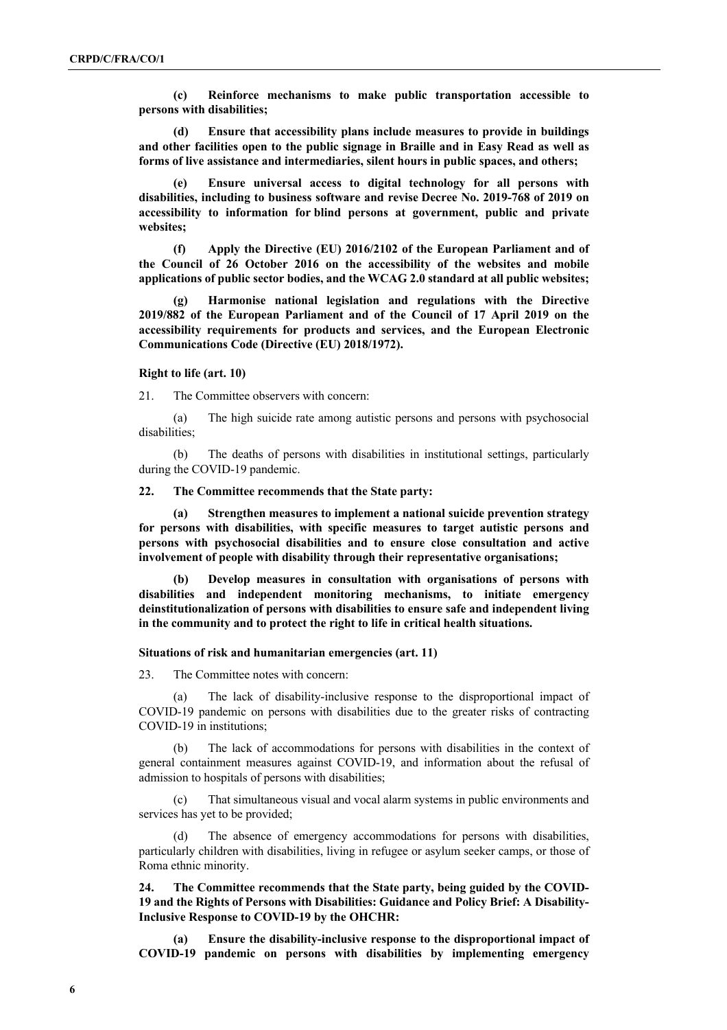**(c) Reinforce mechanisms to make public transportation accessible to persons with disabilities;**

**(d) Ensure that accessibility plans include measures to provide in buildings and other facilities open to the public signage in Braille and in Easy Read as well as forms of live assistance and intermediaries, silent hours in public spaces, and others;**

**(e) Ensure universal access to digital technology for all persons with disabilities, including to business software and revise Decree No. 2019-768 of 2019 on accessibility to information for blind persons at government, public and private websites;**

**(f) Apply the Directive (EU) 2016/2102 of the European Parliament and of the Council of 26 October 2016 on the accessibility of the websites and mobile applications of public sector bodies, and the WCAG 2.0 standard at all public websites;**

**(g) Harmonise national legislation and regulations with the Directive 2019/882 of the European Parliament and of the Council of 17 April 2019 on the accessibility requirements for products and services, and the European Electronic Communications Code (Directive (EU) 2018/1972).**

### Right to life (art. 10)

21. The Committee observers with concern:

(a) The high suicide rate among autistic persons and persons with psychosocial disabilities;

(b) The deaths of persons with disabilities in institutional settings, particularly during the COVID-19 pandemic.

**22. The Committee recommends that the State party:**

**(a) Strengthen measures to implement a national suicide prevention strategy for persons with disabilities, with specific measures to target autistic persons and persons with psychosocial disabilities and to ensure close consultation and active involvement of people with disability through their representative organisations;**

**(b) Develop measures in consultation with organisations of persons with disabilities and independent monitoring mechanisms, to initiate emergency deinstitutionalization of persons with disabilities to ensure safe and independent living in the community and to protect the right to life in critical health situations.**

### Situations of risk and humanitarian emergencies (art. 11)

23. The Committee notes with concern:

(a) The lack of disability-inclusive response to the disproportional impact of COVID-19 pandemic on persons with disabilities due to the greater risks of contracting COVID-19 in institutions;

(b) The lack of accommodations for persons with disabilities in the context of general containment measures against COVID-19, and information about the refusal of admission to hospitals of persons with disabilities;

(c) That simultaneous visual and vocal alarm systems in public environments and services has yet to be provided;

(d) The absence of emergency accommodations for persons with disabilities, particularly children with disabilities, living in refugee or asylum seeker camps, or those of Roma ethnic minority.

**24. The Committee recommends that the State party, being guided by the COVID-19 and the Rights of Persons with Disabilities: Guidance and Policy Brief: A Disability-Inclusive Response to COVID-19 by the OHCHR:**

**(a) Ensure the disability-inclusive response to the disproportional impact of COVID-19 pandemic on persons with disabilities by implementing emergency**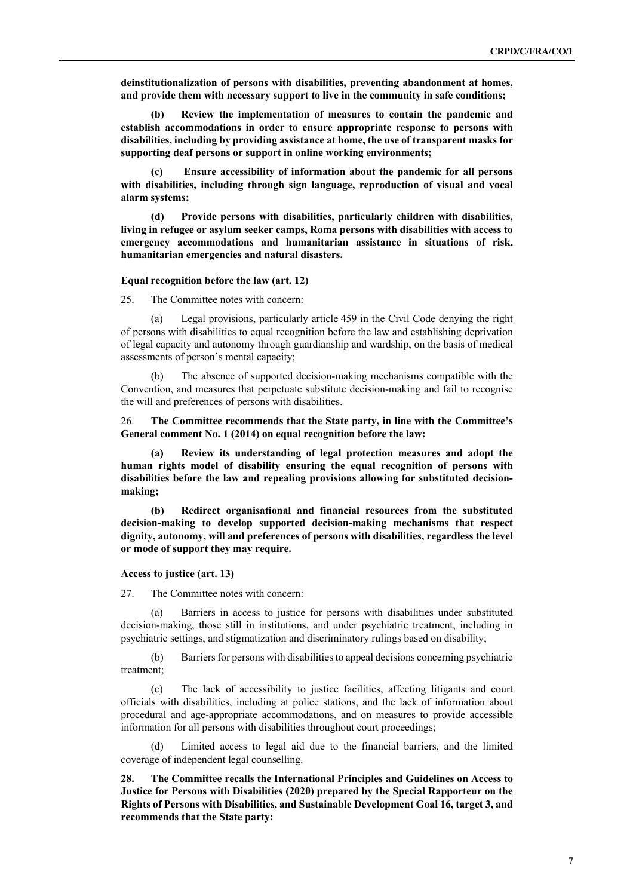**deinstitutionalization of persons with disabilities, preventing abandonment at homes, and provide them with necessary support to live in the community in safe conditions;**

**(b) Review the implementation of measures to contain the pandemic and establish accommodations in order to ensure appropriate response to persons with disabilities, including by providing assistance at home, the use of transparent masks for supporting deaf persons or support in online working environments;**

**(c) Ensure accessibility of information about the pandemic for all persons with disabilities, including through sign language, reproduction of visual and vocal alarm systems;**

**(d) Provide persons with disabilities, particularly children with disabilities, living in refugee or asylum seeker camps, Roma persons with disabilities with access to emergency accommodations and humanitarian assistance in situations of risk, humanitarian emergencies and natural disasters.**

#### Equal recognition before the law (art. 12)

25. The Committee notes with concern:

(a) Legal provisions, particularly article 459 in the Civil Code denying the right of persons with disabilities to equal recognition before the law and establishing deprivation of legal capacity and autonomy through guardianship and wardship, on the basis of medical assessments of person's mental capacity;

(b) The absence of supported decision-making mechanisms compatible with the Convention, and measures that perpetuate substitute decision-making and fail to recognise the will and preferences of persons with disabilities.

26. **The Committee recommends that the State party, in line with the Committee's General comment No. 1 (2014) on equal recognition before the law:**

**(a) Review its understanding of legal protection measures and adopt the human rights model of disability ensuring the equal recognition of persons with disabilities before the law and repealing provisions allowing for substituted decision-making;**

**(b) Redirect organisational and financial resources from the substituted decision-making to develop supported decision-making mechanisms that respect dignity, autonomy, will and preferences of persons with disabilities, regardless the level or mode of support they may require.**

#### Access to justice (art. 13)

27. The Committee notes with concern:

(a) Barriers in access to justice for persons with disabilities under substituted decision-making, those still in institutions, and under psychiatric treatment, including in psychiatric settings, and stigmatization and discriminatory rulings based on disability;

(b) Barriers for persons with disabilities to appeal decisions concerning psychiatric treatment;

(c) The lack of accessibility to justice facilities, affecting litigants and court officials with disabilities, including at police stations, and the lack of information about procedural and age-appropriate accommodations, and on measures to provide accessible information for all persons with disabilities throughout court proceedings;

(d) Limited access to legal aid due to the financial barriers, and the limited coverage of independent legal counselling.

**28. The Committee recalls the International Principles and Guidelines on Access to Justice for Persons with Disabilities (2020) prepared by the Special Rapporteur on the Rights of Persons with Disabilities, and Sustainable Development Goal 16, target 3, and recommends that the State party:**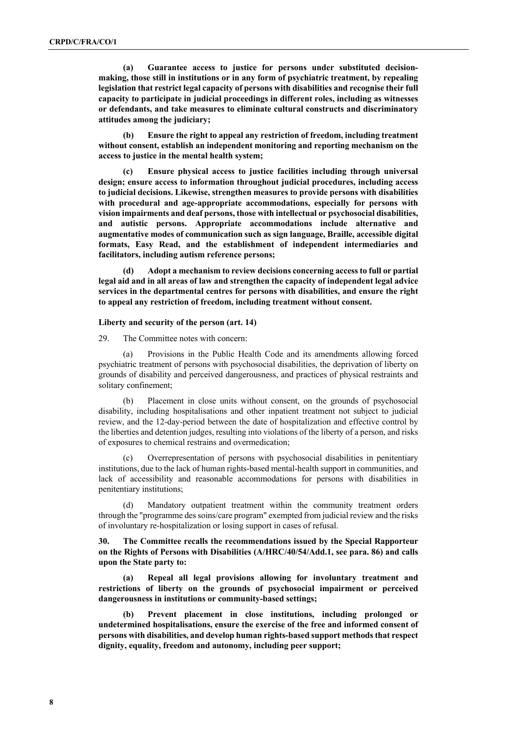**(a) Guarantee access to justice for persons under substituted decision-making, those still in institutions or in any form of psychiatric treatment, by repealing legislation that restrict legal capacity of persons with disabilities and recognise their full capacity to participate in judicial proceedings in different roles, including as witnesses or defendants, and take measures to eliminate cultural constructs and discriminatory attitudes among the judiciary;**

**(b) Ensure the right to appeal any restriction of freedom, including treatment without consent, establish an independent monitoring and reporting mechanism on the access to justice in the mental health system;**

**(c) Ensure physical access to justice facilities including through universal design; ensure access to information throughout judicial procedures, including access to judicial decisions. Likewise, strengthen measures to provide persons with disabilities with procedural and age-appropriate accommodations, especially for persons with vision impairments and deaf persons, those with intellectual or psychosocial disabilities, and autistic persons. Appropriate accommodations include alternative and augmentative modes of communication such as sign language, Braille, accessible digital formats, Easy Read, and the establishment of independent intermediaries and facilitators, including autism reference persons;**

**(d) Adopt a mechanism to review decisions concerning access to full or partial legal aid and in all areas of law and strengthen the capacity of independent legal advice services in the departmental centres for persons with disabilities, and ensure the right to appeal any restriction of freedom, including treatment without consent.**

**Liberty and security of the person (art. 14)**

29. The Committee notes with concern:

(a) Provisions in the Public Health Code and its amendments allowing forced psychiatric treatment of persons with psychosocial disabilities, the deprivation of liberty on grounds of disability and perceived dangerousness, and practices of physical restraints and solitary confinement;

(b) Placement in close units without consent, on the grounds of psychosocial disability, including hospitalisations and other inpatient treatment not subject to judicial review, and the 12-day-period between the date of hospitalization and effective control by the liberties and detention judges, resulting into violations of the liberty of a person, and risks of exposures to chemical restrains and overmedication;

(c) Overrepresentation of persons with psychosocial disabilities in penitentiary institutions, due to the lack of human rights-based mental-health support in communities, and lack of accessibility and reasonable accommodations for persons with disabilities in penitentiary institutions;

(d) Mandatory outpatient treatment within the community treatment orders through the "programme des soins/care program" exempted from judicial review and the risks of involuntary re-hospitalization or losing support in cases of refusal.

**30. The Committee recalls the recommendations issued by the Special Rapporteur on the Rights of Persons with Disabilities (A/HRC/40/54/Add.1, see para. 86) and calls upon the State party to:**

**(a) Repeal all legal provisions allowing for involuntary treatment and restrictions of liberty on the grounds of psychosocial impairment or perceived dangerousness in institutions or community-based settings;**

**(b) Prevent placement in close institutions, including prolonged or undetermined hospitalisations, ensure the exercise of the free and informed consent of persons with disabilities, and develop human rights-based support methods that respect dignity, equality, freedom and autonomy, including peer support;**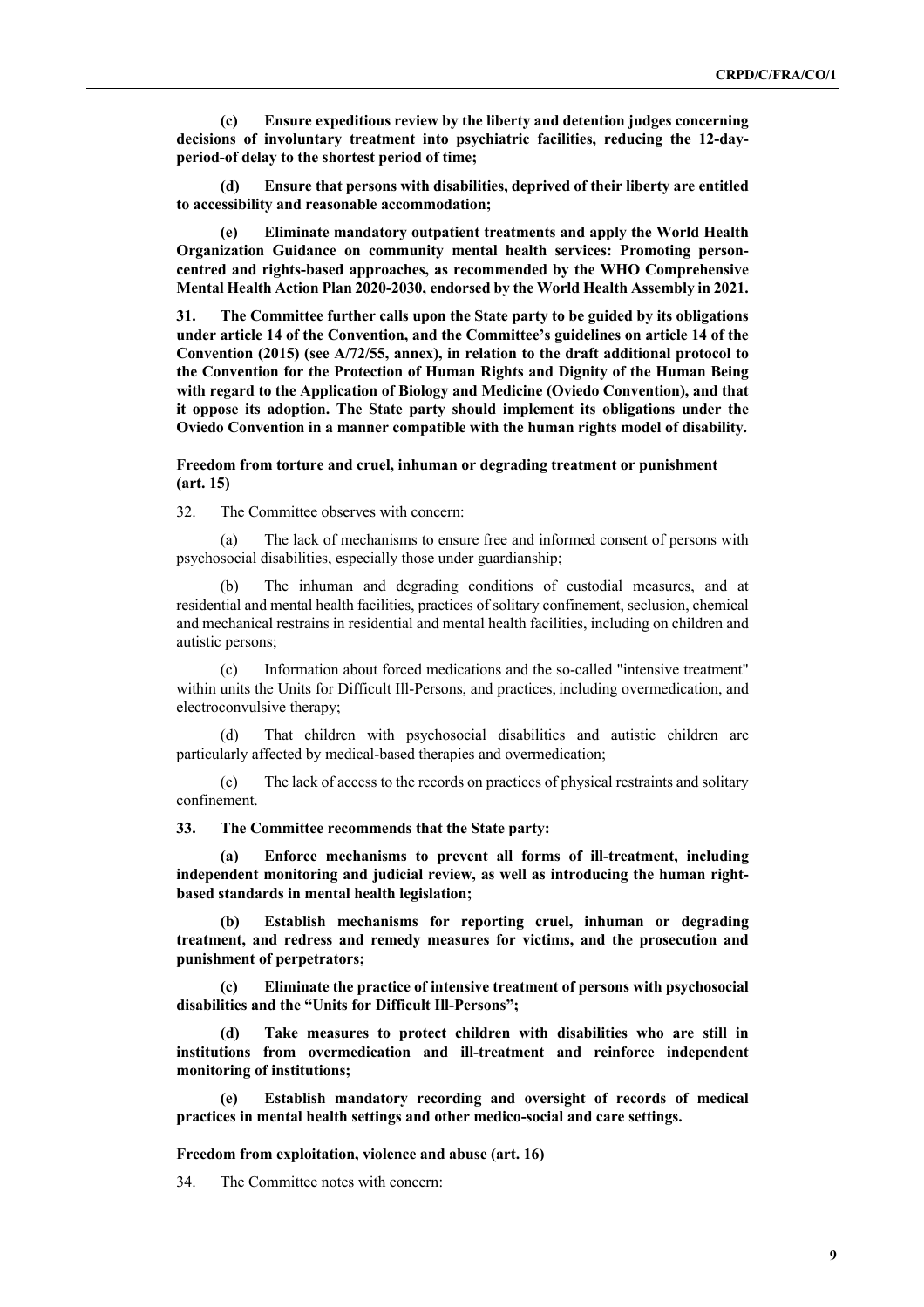**(c) Ensure expeditious review by the liberty and detention judges concerning decisions of involuntary treatment into psychiatric facilities, reducing the 12-day-period-of delay to the shortest period of time;**

**(d) Ensure that persons with disabilities, deprived of their liberty are entitled to accessibility and reasonable accommodation;**

**(e) Eliminate mandatory outpatient treatments and apply the World Health Organization Guidance on community mental health services: Promoting person-centred and rights-based approaches, as recommended by the WHO Comprehensive Mental Health Action Plan 2020-2030, endorsed by the World Health Assembly in 2021.**

**31. The Committee further calls upon the State party to be guided by its obligations under article 14 of the Convention, and the Committee's guidelines on article 14 of the Convention (2015) (see A/72/55, annex), in relation to the draft additional protocol to the Convention for the Protection of Human Rights and Dignity of the Human Being with regard to the Application of Biology and Medicine (Oviedo Convention), and that it oppose its adoption. The State party should implement its obligations under the Oviedo Convention in a manner compatible with the human rights model of disability.**

### Freedom from torture and cruel, inhuman or degrading treatment or punishment (art. 15)

32. The Committee observes with concern:

(a) The lack of mechanisms to ensure free and informed consent of persons with psychosocial disabilities, especially those under guardianship;

(b) The inhuman and degrading conditions of custodial measures, and at residential and mental health facilities, practices of solitary confinement, seclusion, chemical and mechanical restrains in residential and mental health facilities, including on children and autistic persons;

(c) Information about forced medications and the so-called "intensive treatment" within units the Units for Difficult Ill-Persons, and practices, including overmedication, and electroconvulsive therapy;

(d) That children with psychosocial disabilities and autistic children are particularly affected by medical-based therapies and overmedication;

(e) The lack of access to the records on practices of physical restraints and solitary confinement.

**33. The Committee recommends that the State party:**

**(a) Enforce mechanisms to prevent all forms of ill-treatment, including independent monitoring and judicial review, as well as introducing the human right-based standards in mental health legislation;**

**(b) Establish mechanisms for reporting cruel, inhuman or degrading treatment, and redress and remedy measures for victims, and the prosecution and punishment of perpetrators;**

**(c) Eliminate the practice of intensive treatment of persons with psychosocial disabilities and the "Units for Difficult Ill-Persons";**

**(d) Take measures to protect children with disabilities who are still in institutions from overmedication and ill-treatment and reinforce independent monitoring of institutions;**

**(e) Establish mandatory recording and oversight of records of medical practices in mental health settings and other medico-social and care settings.**

### Freedom from exploitation, violence and abuse (art. 16)

34. The Committee notes with concern: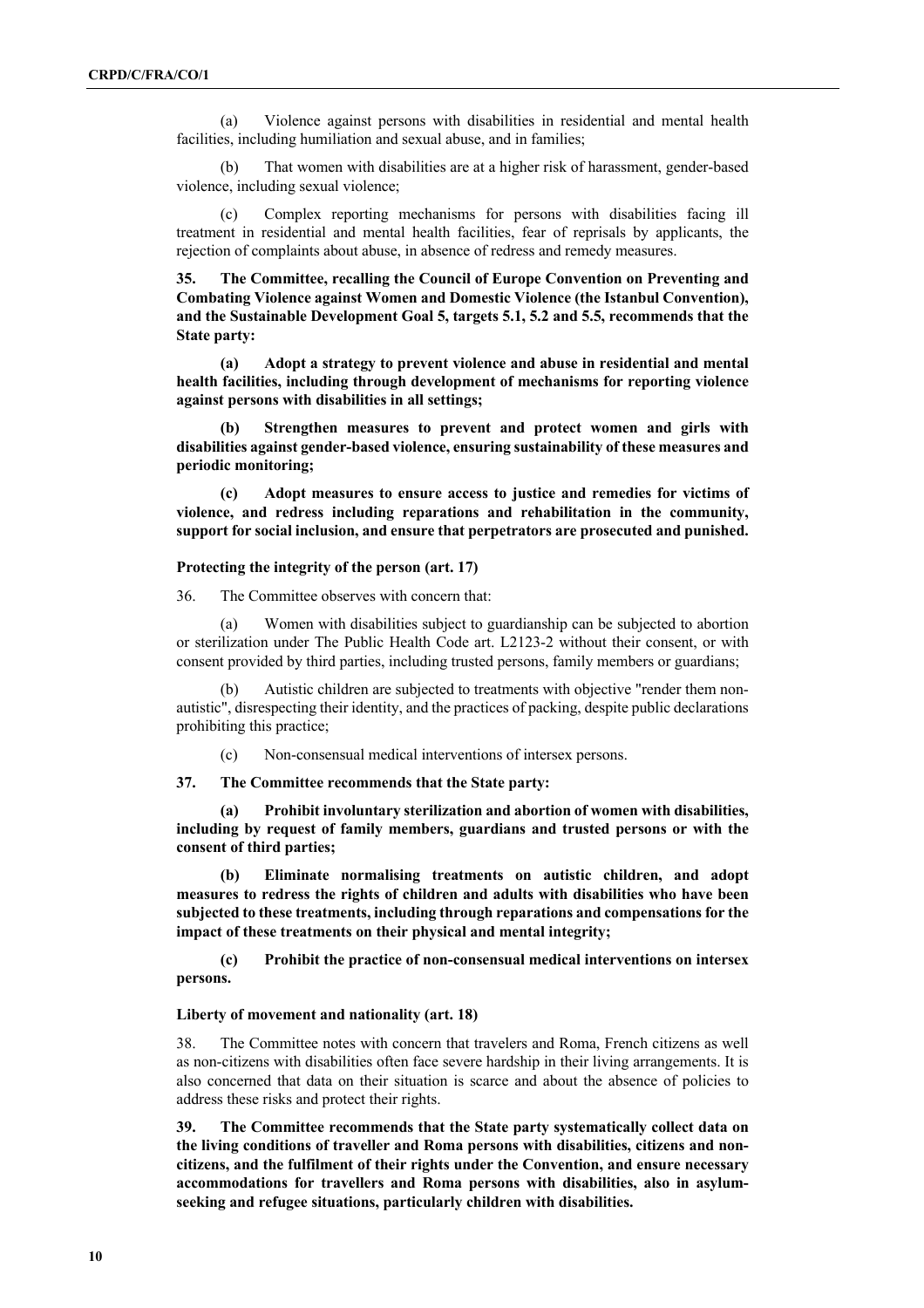(a) Violence against persons with disabilities in residential and mental health facilities, including humiliation and sexual abuse, and in families;

(b) That women with disabilities are at a higher risk of harassment, gender-based violence, including sexual violence;

(c) Complex reporting mechanisms for persons with disabilities facing ill treatment in residential and mental health facilities, fear of reprisals by applicants, the rejection of complaints about abuse, in absence of redress and remedy measures.

**35. The Committee, recalling the Council of Europe Convention on Preventing and Combating Violence against Women and Domestic Violence (the Istanbul Convention), and the Sustainable Development Goal 5, targets 5.1, 5.2 and 5.5, recommends that the State party:**

**(a) Adopt a strategy to prevent violence and abuse in residential and mental health facilities, including through development of mechanisms for reporting violence against persons with disabilities in all settings;**

**(b) Strengthen measures to prevent and protect women and girls with disabilities against gender-based violence, ensuring sustainability of these measures and periodic monitoring;**

**(c) Adopt measures to ensure access to justice and remedies for victims of violence, and redress including reparations and rehabilitation in the community, support for social inclusion, and ensure that perpetrators are prosecuted and punished.**

#### Protecting the integrity of the person (art. 17)

36. The Committee observes with concern that:

(a) Women with disabilities subject to guardianship can be subjected to abortion or sterilization under The Public Health Code art. L2123-2 without their consent, or with consent provided by third parties, including trusted persons, family members or guardians;

(b) Autistic children are subjected to treatments with objective "render them non-autistic", disrespecting their identity, and the practices of packing, despite public declarations prohibiting this practice;

(c) Non-consensual medical interventions of intersex persons.

**37. The Committee recommends that the State party:**

**(a) Prohibit involuntary sterilization and abortion of women with disabilities, including by request of family members, guardians and trusted persons or with the consent of third parties;**

**(b) Eliminate normalising treatments on autistic children, and adopt measures to redress the rights of children and adults with disabilities who have been subjected to these treatments, including through reparations and compensations for the impact of these treatments on their physical and mental integrity;**

**(c) Prohibit the practice of non-consensual medical interventions on intersex persons.**

#### Liberty of movement and nationality (art. 18)

38. The Committee notes with concern that travelers and Roma, French citizens as well as non-citizens with disabilities often face severe hardship in their living arrangements. It is also concerned that data on their situation is scarce and about the absence of policies to address these risks and protect their rights.

**39. The Committee recommends that the State party systematically collect data on the living conditions of traveller and Roma persons with disabilities, citizens and non-citizens, and the fulfilment of their rights under the Convention, and ensure necessary accommodations for travellers and Roma persons with disabilities, also in asylum-seeking and refugee situations, particularly children with disabilities.**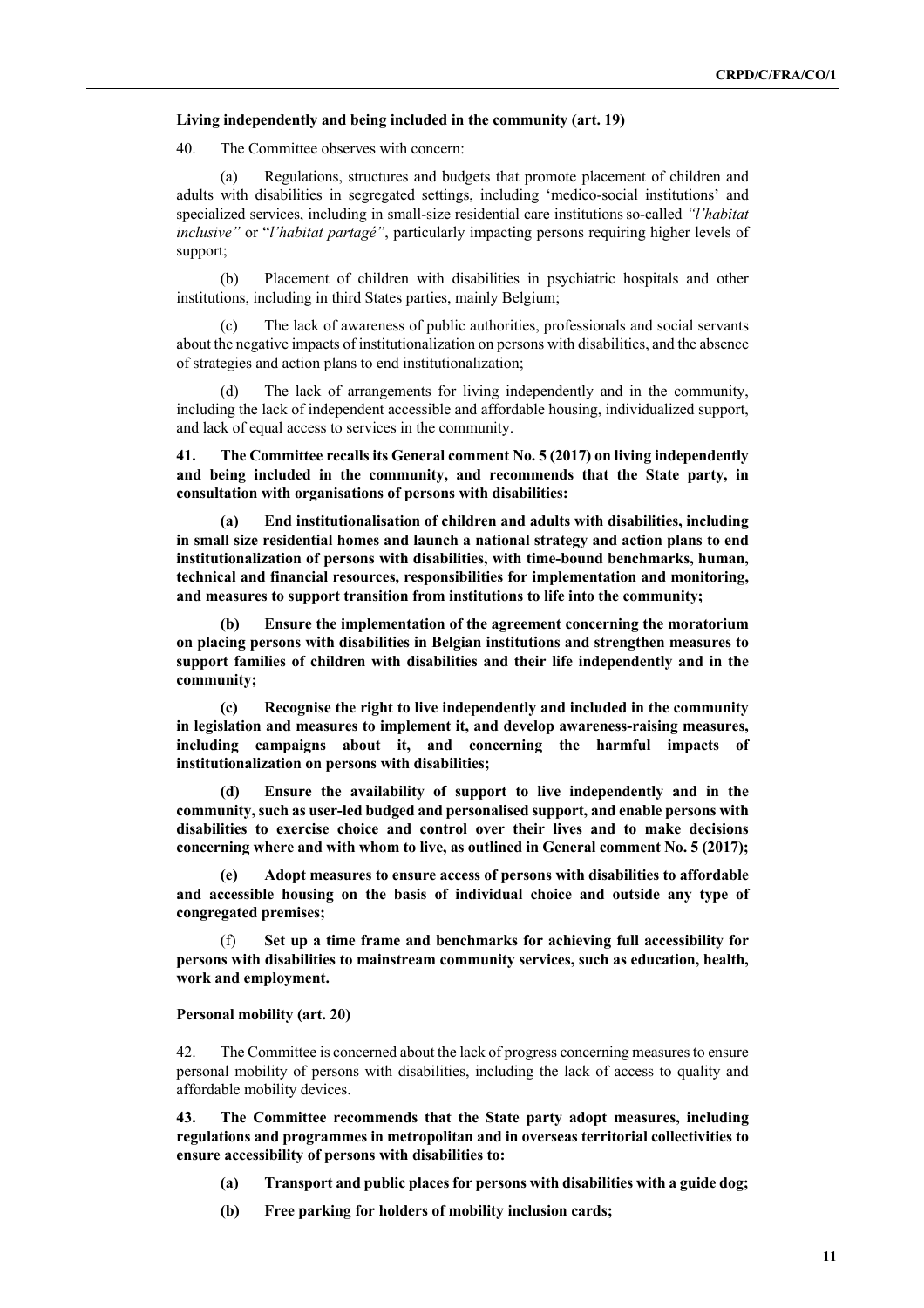**Living independently and being included in the community (art. 19)**

40. The Committee observes with concern:

(a) Regulations, structures and budgets that promote placement of children and adults with disabilities in segregated settings, including 'medico-social institutions' and specialized services, including in small-size residential care institutions so-called *"l'habitat inclusive"* or "*l'habitat partagé"*, particularly impacting persons requiring higher levels of support;

(b) Placement of children with disabilities in psychiatric hospitals and other institutions, including in third States parties, mainly Belgium;

(c) The lack of awareness of public authorities, professionals and social servants about the negative impacts of institutionalization on persons with disabilities, and the absence of strategies and action plans to end institutionalization;

(d) The lack of arrangements for living independently and in the community, including the lack of independent accessible and affordable housing, individualized support, and lack of equal access to services in the community.

**41. The Committee recalls its General comment No. 5 (2017) on living independently and being included in the community, and recommends that the State party, in consultation with organisations of persons with disabilities:**

**(a) End institutionalisation of children and adults with disabilities, including in small size residential homes and launch a national strategy and action plans to end institutionalization of persons with disabilities, with time-bound benchmarks, human, technical and financial resources, responsibilities for implementation and monitoring, and measures to support transition from institutions to life into the community;**

**(b) Ensure the implementation of the agreement concerning the moratorium on placing persons with disabilities in Belgian institutions and strengthen measures to support families of children with disabilities and their life independently and in the community;**

**(c) Recognise the right to live independently and included in the community in legislation and measures to implement it, and develop awareness-raising measures, including campaigns about it, and concerning the harmful impacts of institutionalization on persons with disabilities;**

**(d) Ensure the availability of support to live independently and in the community, such as user-led budged and personalised support, and enable persons with disabilities to exercise choice and control over their lives and to make decisions concerning where and with whom to live, as outlined in General comment No. 5 (2017);**

**(e) Adopt measures to ensure access of persons with disabilities to affordable and accessible housing on the basis of individual choice and outside any type of congregated premises;**

(f) **Set up a time frame and benchmarks for achieving full accessibility for persons with disabilities to mainstream community services, such as education, health, work and employment.**

**Personal mobility (art. 20)**

42. The Committee is concerned about the lack of progress concerning measures to ensure personal mobility of persons with disabilities, including the lack of access to quality and affordable mobility devices.

**43. The Committee recommends that the State party adopt measures, including regulations and programmes in metropolitan and in overseas territorial collectivities to ensure accessibility of persons with disabilities to:**

**(a) Transport and public places for persons with disabilities with a guide dog;**

**(b) Free parking for holders of mobility inclusion cards;**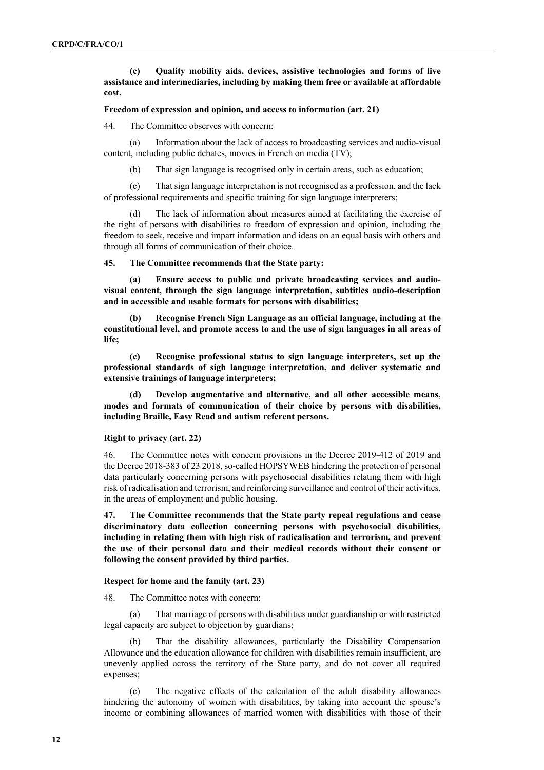**(c) Quality mobility aids, devices, assistive technologies and forms of live assistance and intermediaries, including by making them free or available at affordable cost.**

**Freedom of expression and opinion, and access to information (art. 21)**

44. The Committee observes with concern:

(a) Information about the lack of access to broadcasting services and audio-visual content, including public debates, movies in French on media (TV);

(b) That sign language is recognised only in certain areas, such as education;

(c) That sign language interpretation is not recognised as a profession, and the lack of professional requirements and specific training for sign language interpreters;

(d) The lack of information about measures aimed at facilitating the exercise of the right of persons with disabilities to freedom of expression and opinion, including the freedom to seek, receive and impart information and ideas on an equal basis with others and through all forms of communication of their choice.

**45. The Committee recommends that the State party:**

**(a) Ensure access to public and private broadcasting services and audio-visual content, through the sign language interpretation, subtitles audio-description and in accessible and usable formats for persons with disabilities;**

**(b) Recognise French Sign Language as an official language, including at the constitutional level, and promote access to and the use of sign languages in all areas of life;**

**(c) Recognise professional status to sign language interpreters, set up the professional standards of sigh language interpretation, and deliver systematic and extensive trainings of language interpreters;**

**(d) Develop augmentative and alternative, and all other accessible means, modes and formats of communication of their choice by persons with disabilities, including Braille, Easy Read and autism referent persons.**

**Right to privacy (art. 22)**

46. The Committee notes with concern provisions in the Decree 2019-412 of 2019 and the Decree 2018-383 of 23 2018, so-called HOPSYWEB hindering the protection of personal data particularly concerning persons with psychosocial disabilities relating them with high risk of radicalisation and terrorism, and reinforcing surveillance and control of their activities, in the areas of employment and public housing.

**47. The Committee recommends that the State party repeal regulations and cease discriminatory data collection concerning persons with psychosocial disabilities, including in relating them with high risk of radicalisation and terrorism, and prevent the use of their personal data and their medical records without their consent or following the consent provided by third parties.**

**Respect for home and the family (art. 23)**

48. The Committee notes with concern:

(a) That marriage of persons with disabilities under guardianship or with restricted legal capacity are subject to objection by guardians;

(b) That the disability allowances, particularly the Disability Compensation Allowance and the education allowance for children with disabilities remain insufficient, are unevenly applied across the territory of the State party, and do not cover all required expenses;

(c) The negative effects of the calculation of the adult disability allowances hindering the autonomy of women with disabilities, by taking into account the spouse's income or combining allowances of married women with disabilities with those of their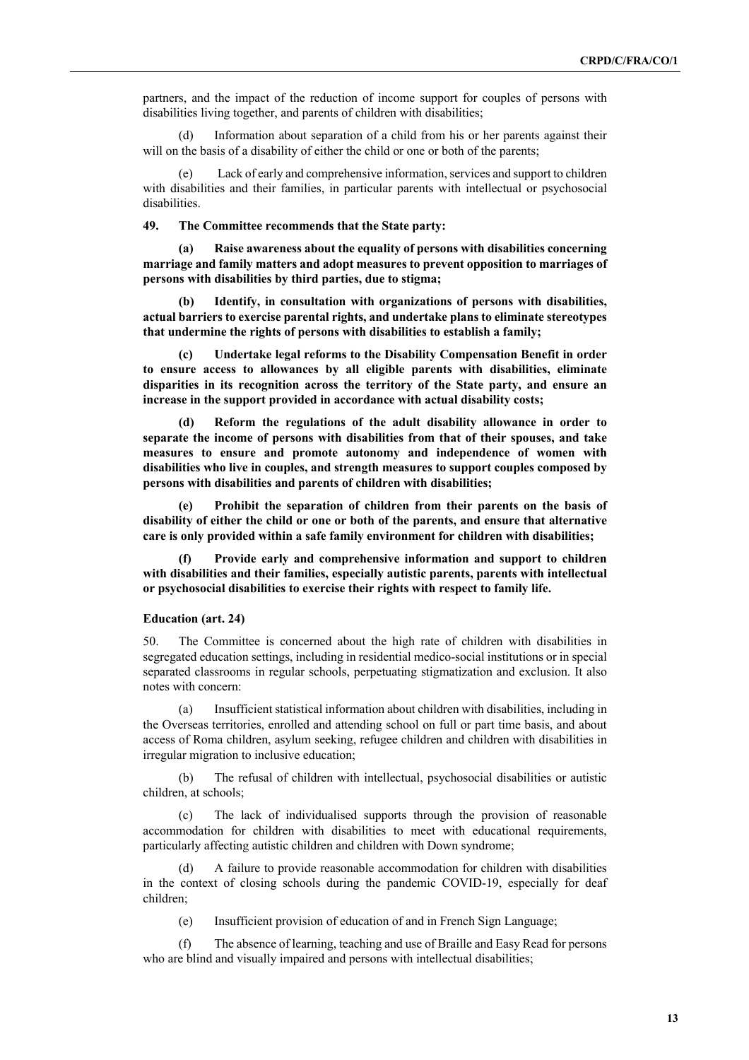partners, and the impact of the reduction of income support for couples of persons with disabilities living together, and parents of children with disabilities;

(d) Information about separation of a child from his or her parents against their will on the basis of a disability of either the child or one or both of the parents;

(e) Lack of early and comprehensive information, services and support to children with disabilities and their families, in particular parents with intellectual or psychosocial disabilities.

**49. The Committee recommends that the State party:**

**(a) Raise awareness about the equality of persons with disabilities concerning marriage and family matters and adopt measures to prevent opposition to marriages of persons with disabilities by third parties, due to stigma;**

**(b) Identify, in consultation with organizations of persons with disabilities, actual barriers to exercise parental rights, and undertake plans to eliminate stereotypes that undermine the rights of persons with disabilities to establish a family;**

**(c) Undertake legal reforms to the Disability Compensation Benefit in order to ensure access to allowances by all eligible parents with disabilities, eliminate disparities in its recognition across the territory of the State party, and ensure an increase in the support provided in accordance with actual disability costs;**

**(d) Reform the regulations of the adult disability allowance in order to separate the income of persons with disabilities from that of their spouses, and take measures to ensure and promote autonomy and independence of women with disabilities who live in couples, and strength measures to support couples composed by persons with disabilities and parents of children with disabilities;**

**(e) Prohibit the separation of children from their parents on the basis of disability of either the child or one or both of the parents, and ensure that alternative care is only provided within a safe family environment for children with disabilities;**

**(f) Provide early and comprehensive information and support to children with disabilities and their families, especially autistic parents, parents with intellectual or psychosocial disabilities to exercise their rights with respect to family life.**

**Education (art. 24)**

50. The Committee is concerned about the high rate of children with disabilities in segregated education settings, including in residential medico-social institutions or in special separated classrooms in regular schools, perpetuating stigmatization and exclusion. It also notes with concern:

(a) Insufficient statistical information about children with disabilities, including in the Overseas territories, enrolled and attending school on full or part time basis, and about access of Roma children, asylum seeking, refugee children and children with disabilities in irregular migration to inclusive education;

(b) The refusal of children with intellectual, psychosocial disabilities or autistic children, at schools;

(c) The lack of individualised supports through the provision of reasonable accommodation for children with disabilities to meet with educational requirements, particularly affecting autistic children and children with Down syndrome;

(d) A failure to provide reasonable accommodation for children with disabilities in the context of closing schools during the pandemic COVID-19, especially for deaf children;

(e) Insufficient provision of education of and in French Sign Language;

(f) The absence of learning, teaching and use of Braille and Easy Read for persons who are blind and visually impaired and persons with intellectual disabilities;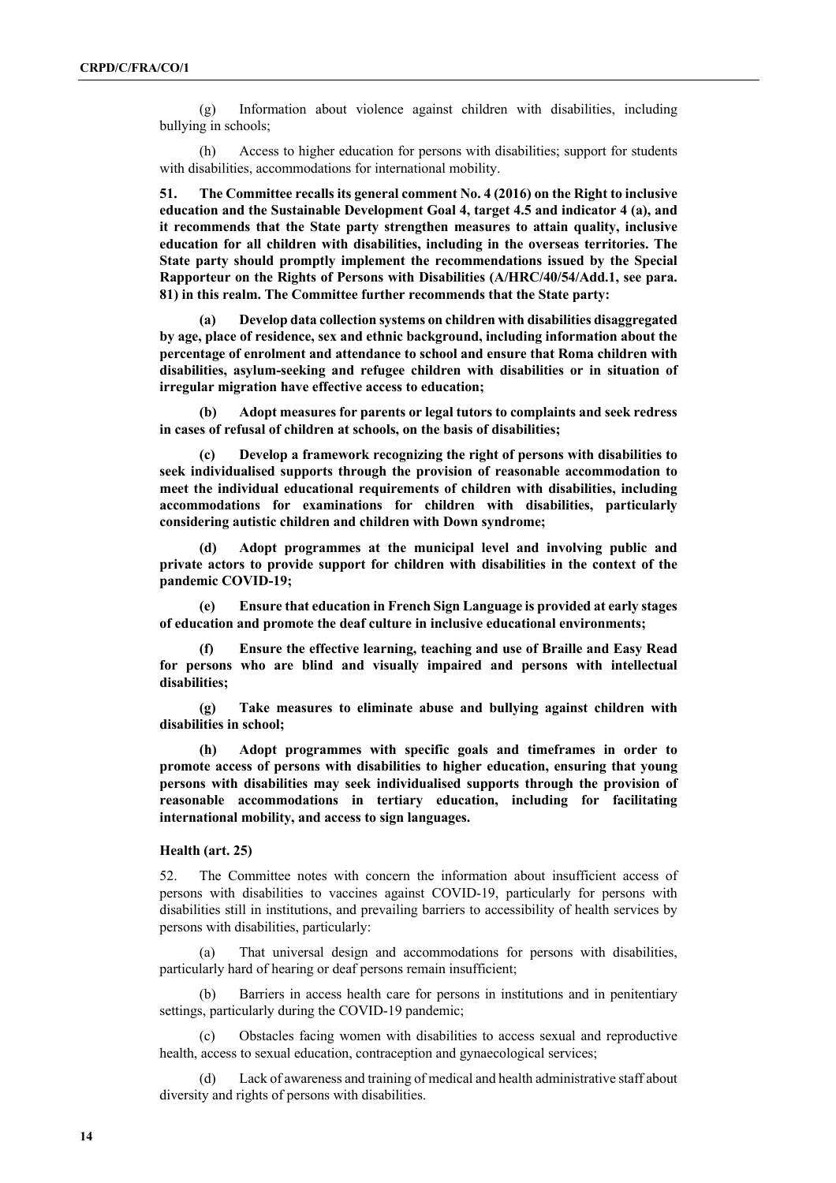(g) Information about violence against children with disabilities, including bullying in schools;

(h) Access to higher education for persons with disabilities; support for students with disabilities, accommodations for international mobility.

**51. The Committee recalls its general comment No. 4 (2016) on the Right to inclusive education and the Sustainable Development Goal 4, target 4.5 and indicator 4 (a), and it recommends that the State party strengthen measures to attain quality, inclusive education for all children with disabilities, including in the overseas territories. The State party should promptly implement the recommendations issued by the Special Rapporteur on the Rights of Persons with Disabilities (A/HRC/40/54/Add.1, see para. 81) in this realm. The Committee further recommends that the State party:**

**(a) Develop data collection systems on children with disabilities disaggregated by age, place of residence, sex and ethnic background, including information about the percentage of enrolment and attendance to school and ensure that Roma children with disabilities, asylum-seeking and refugee children with disabilities or in situation of irregular migration have effective access to education;**

**(b) Adopt measures for parents or legal tutors to complaints and seek redress in cases of refusal of children at schools, on the basis of disabilities;**

**(c) Develop a framework recognizing the right of persons with disabilities to seek individualised supports through the provision of reasonable accommodation to meet the individual educational requirements of children with disabilities, including accommodations for examinations for children with disabilities, particularly considering autistic children and children with Down syndrome;**

**(d) Adopt programmes at the municipal level and involving public and private actors to provide support for children with disabilities in the context of the pandemic COVID-19;**

**(e) Ensure that education in French Sign Language is provided at early stages of education and promote the deaf culture in inclusive educational environments;**

**(f) Ensure the effective learning, teaching and use of Braille and Easy Read for persons who are blind and visually impaired and persons with intellectual disabilities;**

**(g) Take measures to eliminate abuse and bullying against children with disabilities in school;**

**(h) Adopt programmes with specific goals and timeframes in order to promote access of persons with disabilities to higher education, ensuring that young persons with disabilities may seek individualised supports through the provision of reasonable accommodations in tertiary education, including for facilitating international mobility, and access to sign languages.**

### Health (art. 25)

52. The Committee notes with concern the information about insufficient access of persons with disabilities to vaccines against COVID-19, particularly for persons with disabilities still in institutions, and prevailing barriers to accessibility of health services by persons with disabilities, particularly:

(a) That universal design and accommodations for persons with disabilities, particularly hard of hearing or deaf persons remain insufficient;

(b) Barriers in access health care for persons in institutions and in penitentiary settings, particularly during the COVID-19 pandemic;

(c) Obstacles facing women with disabilities to access sexual and reproductive health, access to sexual education, contraception and gynaecological services;

(d) Lack of awareness and training of medical and health administrative staff about diversity and rights of persons with disabilities.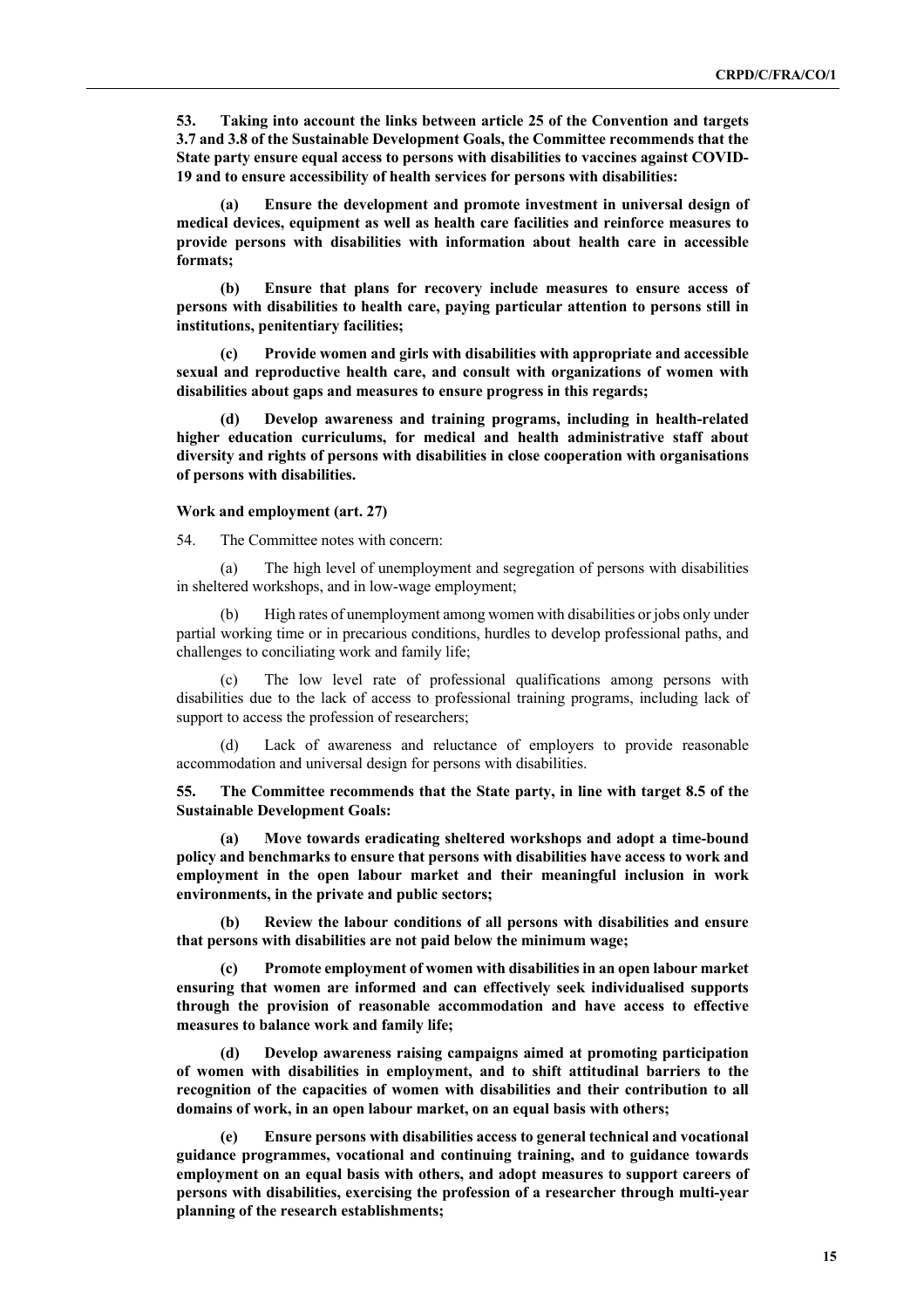**53. Taking into account the links between article 25 of the Convention and targets 3.7 and 3.8 of the Sustainable Development Goals, the Committee recommends that the State party ensure equal access to persons with disabilities to vaccines against COVID-19 and to ensure accessibility of health services for persons with disabilities:**

**(a) Ensure the development and promote investment in universal design of medical devices, equipment as well as health care facilities and reinforce measures to provide persons with disabilities with information about health care in accessible formats;**

**(b) Ensure that plans for recovery include measures to ensure access of persons with disabilities to health care, paying particular attention to persons still in institutions, penitentiary facilities;**

**(c) Provide women and girls with disabilities with appropriate and accessible sexual and reproductive health care, and consult with organizations of women with disabilities about gaps and measures to ensure progress in this regards;**

**(d) Develop awareness and training programs, including in health-related higher education curriculums, for medical and health administrative staff about diversity and rights of persons with disabilities in close cooperation with organisations of persons with disabilities.**

#### Work and employment (art. 27)

54. The Committee notes with concern:

(a) The high level of unemployment and segregation of persons with disabilities in sheltered workshops, and in low-wage employment;

(b) High rates of unemployment among women with disabilities or jobs only under partial working time or in precarious conditions, hurdles to develop professional paths, and challenges to conciliating work and family life;

(c) The low level rate of professional qualifications among persons with disabilities due to the lack of access to professional training programs, including lack of support to access the profession of researchers;

(d) Lack of awareness and reluctance of employers to provide reasonable accommodation and universal design for persons with disabilities.

**55. The Committee recommends that the State party, in line with target 8.5 of the Sustainable Development Goals:**

**(a) Move towards eradicating sheltered workshops and adopt a time-bound policy and benchmarks to ensure that persons with disabilities have access to work and employment in the open labour market and their meaningful inclusion in work environments, in the private and public sectors;**

**(b) Review the labour conditions of all persons with disabilities and ensure that persons with disabilities are not paid below the minimum wage;**

**(c) Promote employment of women with disabilities in an open labour market ensuring that women are informed and can effectively seek individualised supports through the provision of reasonable accommodation and have access to effective measures to balance work and family life;**

**(d) Develop awareness raising campaigns aimed at promoting participation of women with disabilities in employment, and to shift attitudinal barriers to the recognition of the capacities of women with disabilities and their contribution to all domains of work, in an open labour market, on an equal basis with others;**

**(e) Ensure persons with disabilities access to general technical and vocational guidance programmes, vocational and continuing training, and to guidance towards employment on an equal basis with others, and adopt measures to support careers of persons with disabilities, exercising the profession of a researcher through multi-year planning of the research establishments;**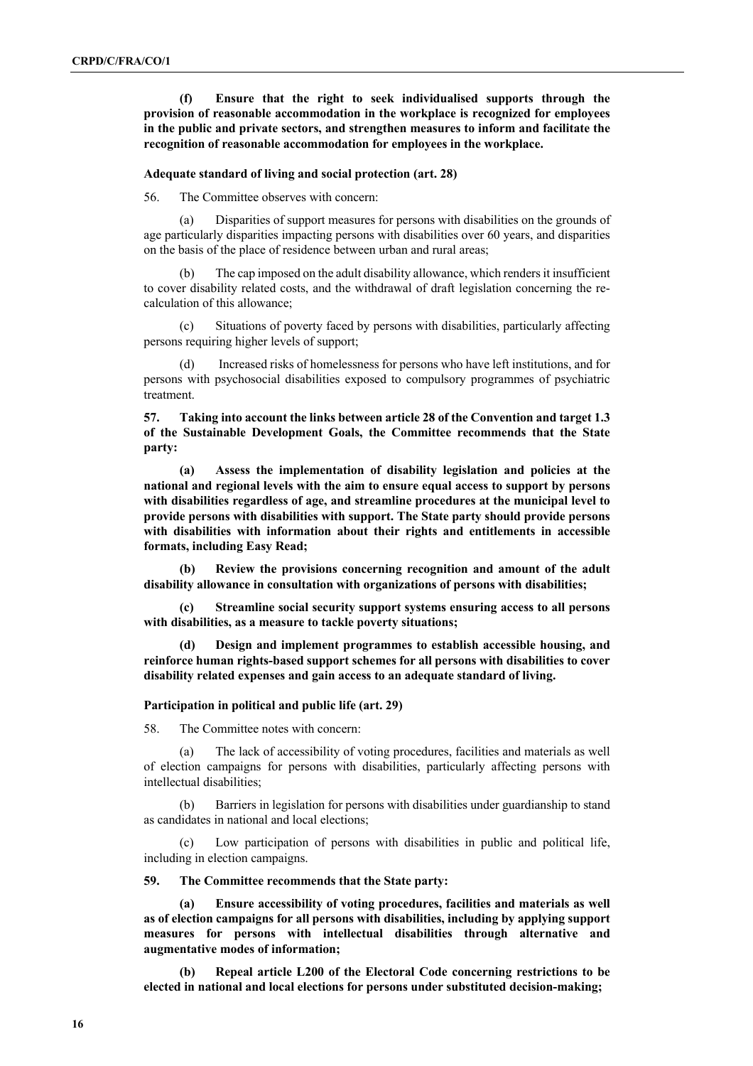**(f) Ensure that the right to seek individualised supports through the provision of reasonable accommodation in the workplace is recognized for employees in the public and private sectors, and strengthen measures to inform and facilitate the recognition of reasonable accommodation for employees in the workplace.**

### Adequate standard of living and social protection (art. 28)

56. The Committee observes with concern:

(a) Disparities of support measures for persons with disabilities on the grounds of age particularly disparities impacting persons with disabilities over 60 years, and disparities on the basis of the place of residence between urban and rural areas;

(b) The cap imposed on the adult disability allowance, which renders it insufficient to cover disability related costs, and the withdrawal of draft legislation concerning the re-calculation of this allowance;

(c) Situations of poverty faced by persons with disabilities, particularly affecting persons requiring higher levels of support;

(d) Increased risks of homelessness for persons who have left institutions, and for persons with psychosocial disabilities exposed to compulsory programmes of psychiatric treatment.

**57. Taking into account the links between article 28 of the Convention and target 1.3 of the Sustainable Development Goals, the Committee recommends that the State party:**

**(a) Assess the implementation of disability legislation and policies at the national and regional levels with the aim to ensure equal access to support by persons with disabilities regardless of age, and streamline procedures at the municipal level to provide persons with disabilities with support. The State party should provide persons with disabilities with information about their rights and entitlements in accessible formats, including Easy Read;**

**(b) Review the provisions concerning recognition and amount of the adult disability allowance in consultation with organizations of persons with disabilities;**

**(c) Streamline social security support systems ensuring access to all persons with disabilities, as a measure to tackle poverty situations;**

**(d) Design and implement programmes to establish accessible housing, and reinforce human rights-based support schemes for all persons with disabilities to cover disability related expenses and gain access to an adequate standard of living.**

### Participation in political and public life (art. 29)

58. The Committee notes with concern:

(a) The lack of accessibility of voting procedures, facilities and materials as well of election campaigns for persons with disabilities, particularly affecting persons with intellectual disabilities;

(b) Barriers in legislation for persons with disabilities under guardianship to stand as candidates in national and local elections;

(c) Low participation of persons with disabilities in public and political life, including in election campaigns.

**59. The Committee recommends that the State party:**

**(a) Ensure accessibility of voting procedures, facilities and materials as well as of election campaigns for all persons with disabilities, including by applying support measures for persons with intellectual disabilities through alternative and augmentative modes of information;**

**(b) Repeal article L200 of the Electoral Code concerning restrictions to be elected in national and local elections for persons under substituted decision-making;**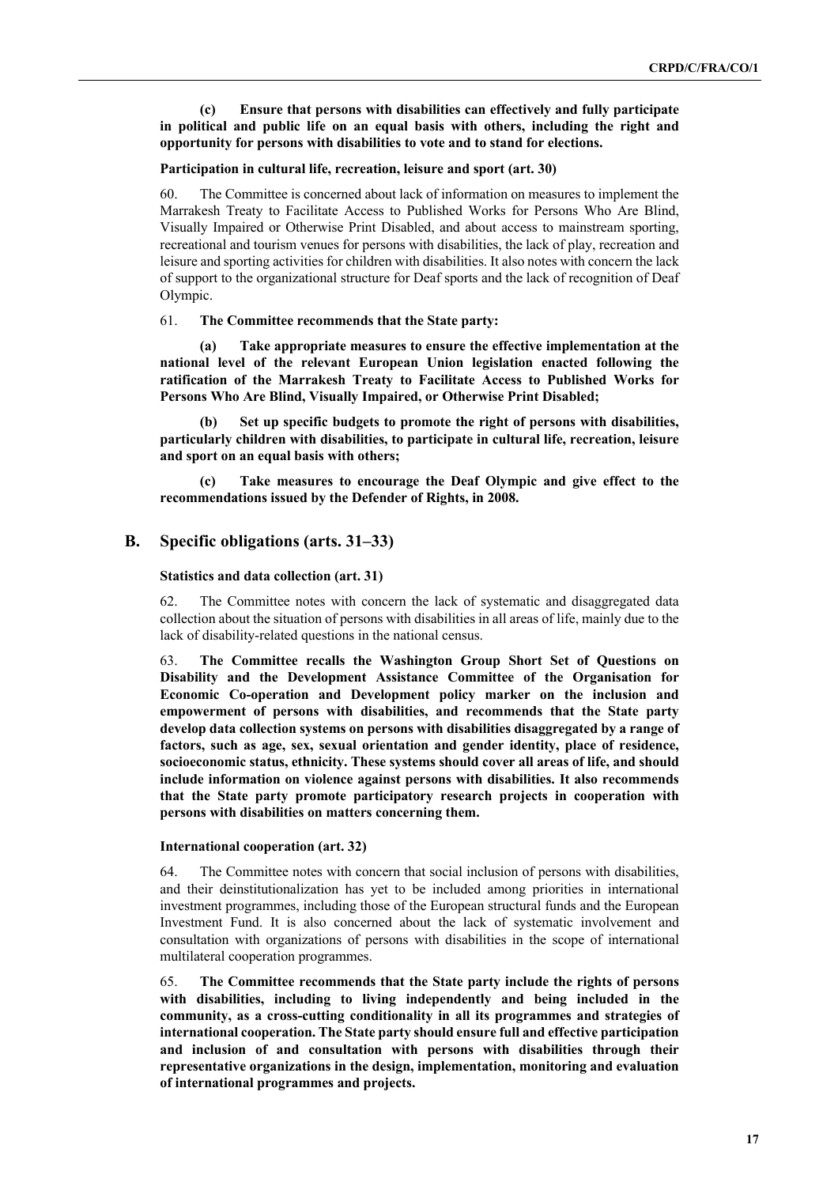**(c) Ensure that persons with disabilities can effectively and fully participate in political and public life on an equal basis with others, including the right and opportunity for persons with disabilities to vote and to stand for elections.**

#### Participation in cultural life, recreation, leisure and sport (art. 30)

60. The Committee is concerned about lack of information on measures to implement the Marrakesh Treaty to Facilitate Access to Published Works for Persons Who Are Blind, Visually Impaired or Otherwise Print Disabled, and about access to mainstream sporting, recreational and tourism venues for persons with disabilities, the lack of play, recreation and leisure and sporting activities for children with disabilities. It also notes with concern the lack of support to the organizational structure for Deaf sports and the lack of recognition of Deaf Olympic.

61. **The Committee recommends that the State party:**

**(a) Take appropriate measures to ensure the effective implementation at the national level of the relevant European Union legislation enacted following the ratification of the Marrakesh Treaty to Facilitate Access to Published Works for Persons Who Are Blind, Visually Impaired, or Otherwise Print Disabled;**

**(b) Set up specific budgets to promote the right of persons with disabilities, particularly children with disabilities, to participate in cultural life, recreation, leisure and sport on an equal basis with others;**

**(c) Take measures to encourage the Deaf Olympic and give effect to the recommendations issued by the Defender of Rights, in 2008.**

## B. Specific obligations (arts. 31–33)

#### Statistics and data collection (art. 31)

62. The Committee notes with concern the lack of systematic and disaggregated data collection about the situation of persons with disabilities in all areas of life, mainly due to the lack of disability-related questions in the national census.

63. **The Committee recalls the Washington Group Short Set of Questions on Disability and the Development Assistance Committee of the Organisation for Economic Co-operation and Development policy marker on the inclusion and empowerment of persons with disabilities, and recommends that the State party develop data collection systems on persons with disabilities disaggregated by a range of factors, such as age, sex, sexual orientation and gender identity, place of residence, socioeconomic status, ethnicity. These systems should cover all areas of life, and should include information on violence against persons with disabilities. It also recommends that the State party promote participatory research projects in cooperation with persons with disabilities on matters concerning them.**

#### International cooperation (art. 32)

64. The Committee notes with concern that social inclusion of persons with disabilities, and their deinstitutionalization has yet to be included among priorities in international investment programmes, including those of the European structural funds and the European Investment Fund. It is also concerned about the lack of systematic involvement and consultation with organizations of persons with disabilities in the scope of international multilateral cooperation programmes.

65. **The Committee recommends that the State party include the rights of persons with disabilities, including to living independently and being included in the community, as a cross-cutting conditionality in all its programmes and strategies of international cooperation. The State party should ensure full and effective participation and inclusion of and consultation with persons with disabilities through their representative organizations in the design, implementation, monitoring and evaluation of international programmes and projects.**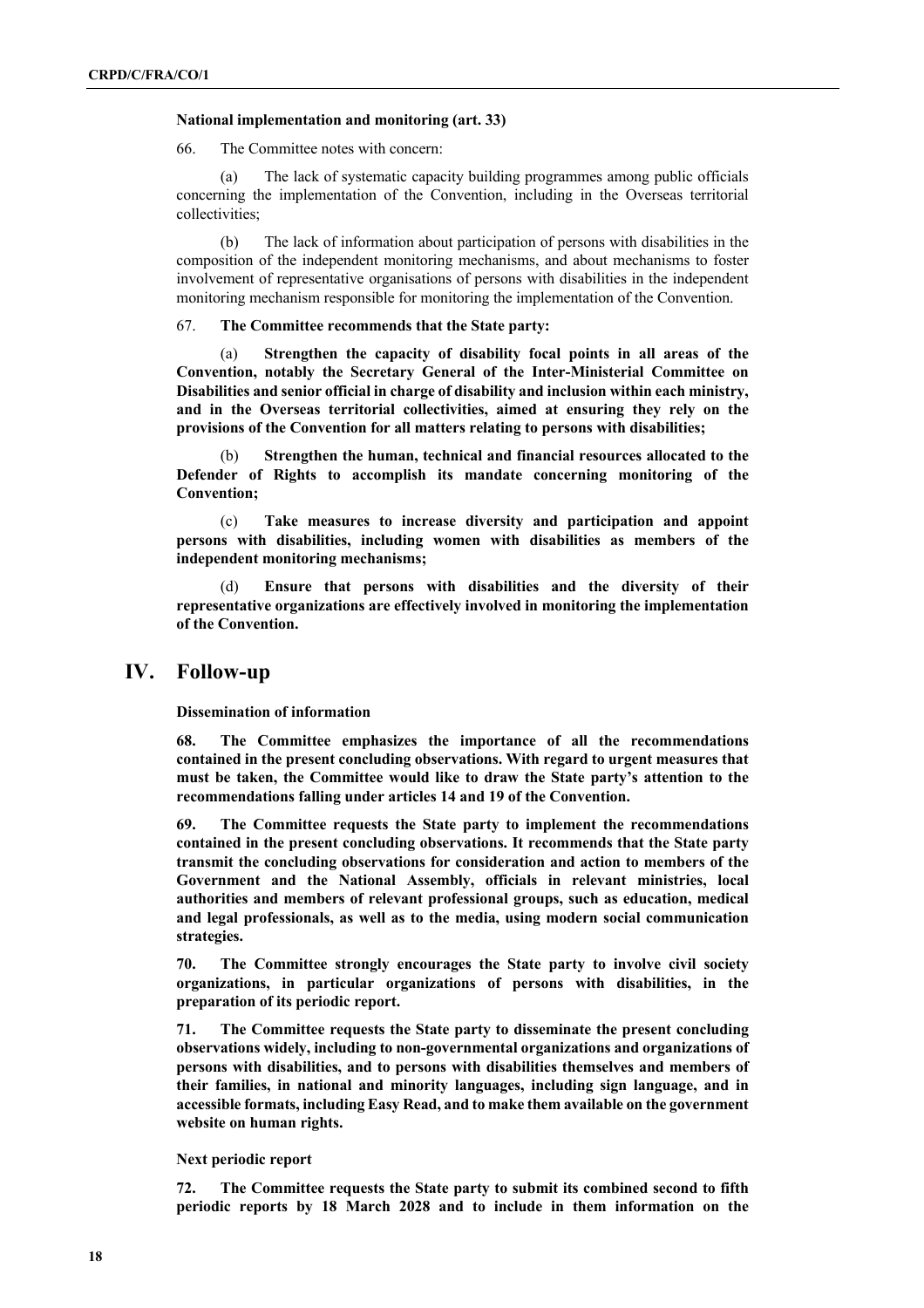**National implementation and monitoring (art. 33)**

66. The Committee notes with concern:

(a) The lack of systematic capacity building programmes among public officials concerning the implementation of the Convention, including in the Overseas territorial collectivities;

(b) The lack of information about participation of persons with disabilities in the composition of the independent monitoring mechanisms, and about mechanisms to foster involvement of representative organisations of persons with disabilities in the independent monitoring mechanism responsible for monitoring the implementation of the Convention.

67. **The Committee recommends that the State party:**

(a) **Strengthen the capacity of disability focal points in all areas of the Convention, notably the Secretary General of the Inter-Ministerial Committee on Disabilities and senior official in charge of disability and inclusion within each ministry, and in the Overseas territorial collectivities, aimed at ensuring they rely on the provisions of the Convention for all matters relating to persons with disabilities;**

(b) **Strengthen the human, technical and financial resources allocated to the Defender of Rights to accomplish its mandate concerning monitoring of the Convention;**

(c) **Take measures to increase diversity and participation and appoint persons with disabilities, including women with disabilities as members of the independent monitoring mechanisms;**

(d) **Ensure that persons with disabilities and the diversity of their representative organizations are effectively involved in monitoring the implementation of the Convention.**

# IV. Follow-up

**Dissemination of information**

**68. The Committee emphasizes the importance of all the recommendations contained in the present concluding observations. With regard to urgent measures that must be taken, the Committee would like to draw the State party's attention to the recommendations falling under articles 14 and 19 of the Convention.**

**69. The Committee requests the State party to implement the recommendations contained in the present concluding observations. It recommends that the State party transmit the concluding observations for consideration and action to members of the Government and the National Assembly, officials in relevant ministries, local authorities and members of relevant professional groups, such as education, medical and legal professionals, as well as to the media, using modern social communication strategies.**

**70. The Committee strongly encourages the State party to involve civil society organizations, in particular organizations of persons with disabilities, in the preparation of its periodic report.**

**71. The Committee requests the State party to disseminate the present concluding observations widely, including to non-governmental organizations and organizations of persons with disabilities, and to persons with disabilities themselves and members of their families, in national and minority languages, including sign language, and in accessible formats, including Easy Read, and to make them available on the government website on human rights.**

**Next periodic report**

**72. The Committee requests the State party to submit its combined second to fifth periodic reports by 18 March 2028 and to include in them information on the**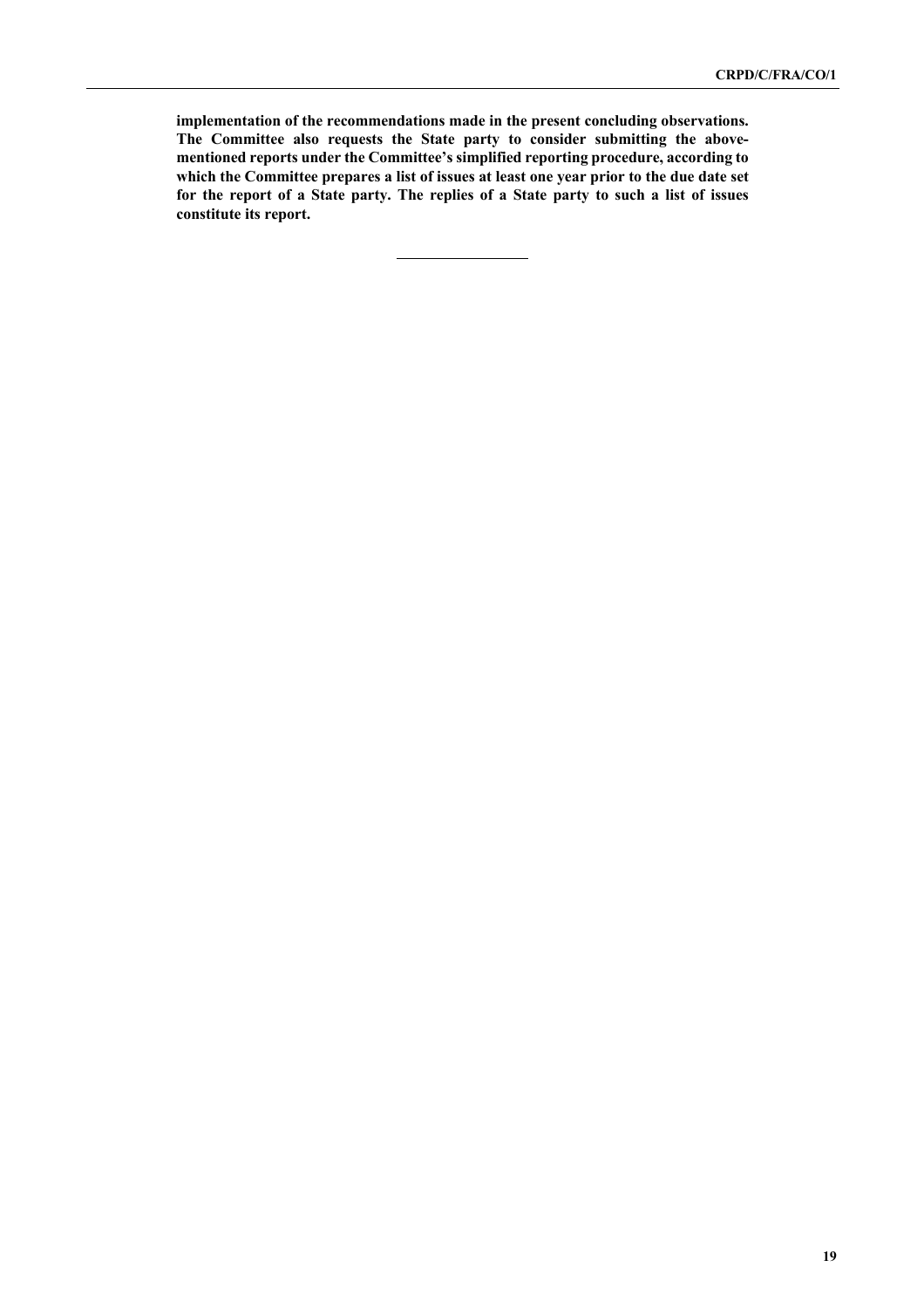**implementation of the recommendations made in the present concluding observations. The Committee also requests the State party to consider submitting the above-mentioned reports under the Committee's simplified reporting procedure, according to which the Committee prepares a list of issues at least one year prior to the due date set for the report of a State party. The replies of a State party to such a list of issues constitute its report.**